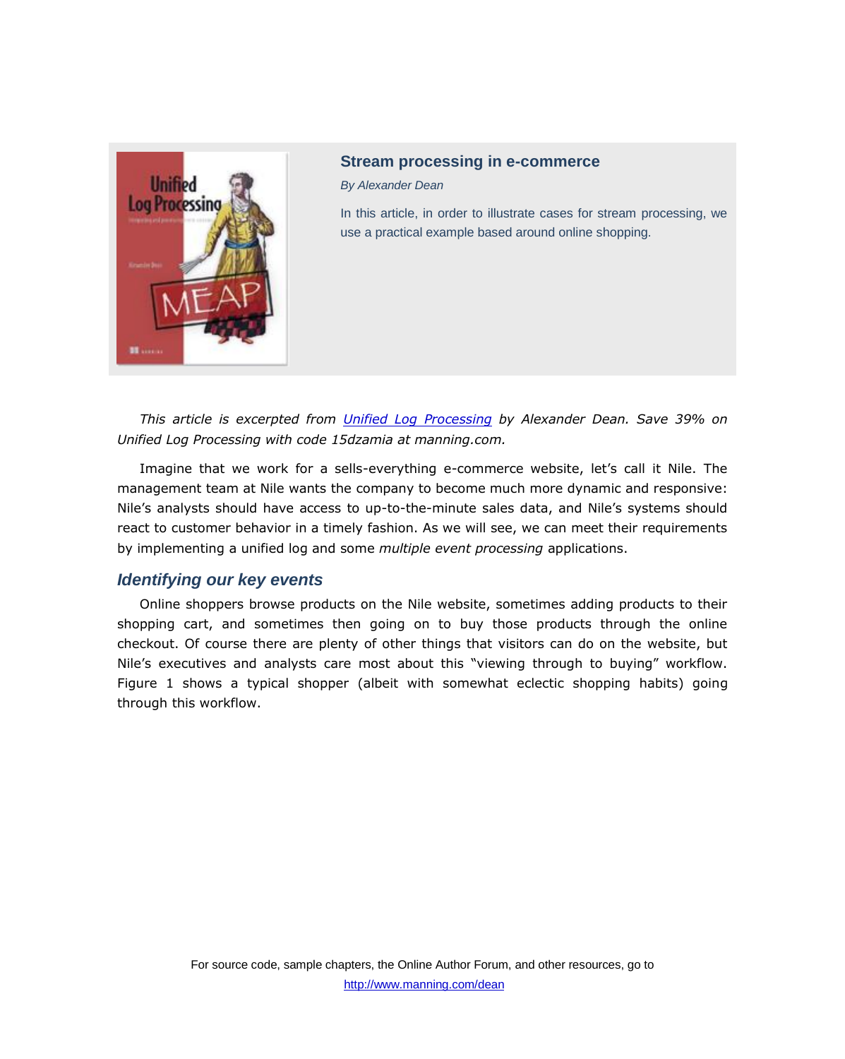## Stream processing in e-commerce

*By Alexander Dean*

In this article, in order to illustrate cases for stream processing, we use a practical example based around online shopping.

*This article is excerpted from [Unified Log Processing](http://www.manning.com/dean) by Alexander Dean. Save 39% on Unified Log Processing with code 15dzamia at manning.com.*

Imagine that we work for a sells-everything e-commerce website, let's call it Nile. The management team at Nile wants the company to become much more dynamic and responsive: Nile's analysts should have access to up-to-the-minute sales data, and Nile's systems should react to customer behavior in a timely fashion. As we will see, we can meet their requirements by implementing a unified log and some *multiple event processing* applications.

### *Identifying our key events*

Online shoppers browse products on the Nile website, sometimes adding products to their shopping cart, and sometimes then going on to buy those products through the online checkout. Of course there are plenty of other things that visitors can do on the website, but Nile's executives and analysts care most about this "viewing through to buying" workflow. Figure 1 shows a typical shopper (albeit with somewhat eclectic shopping habits) going through this workflow.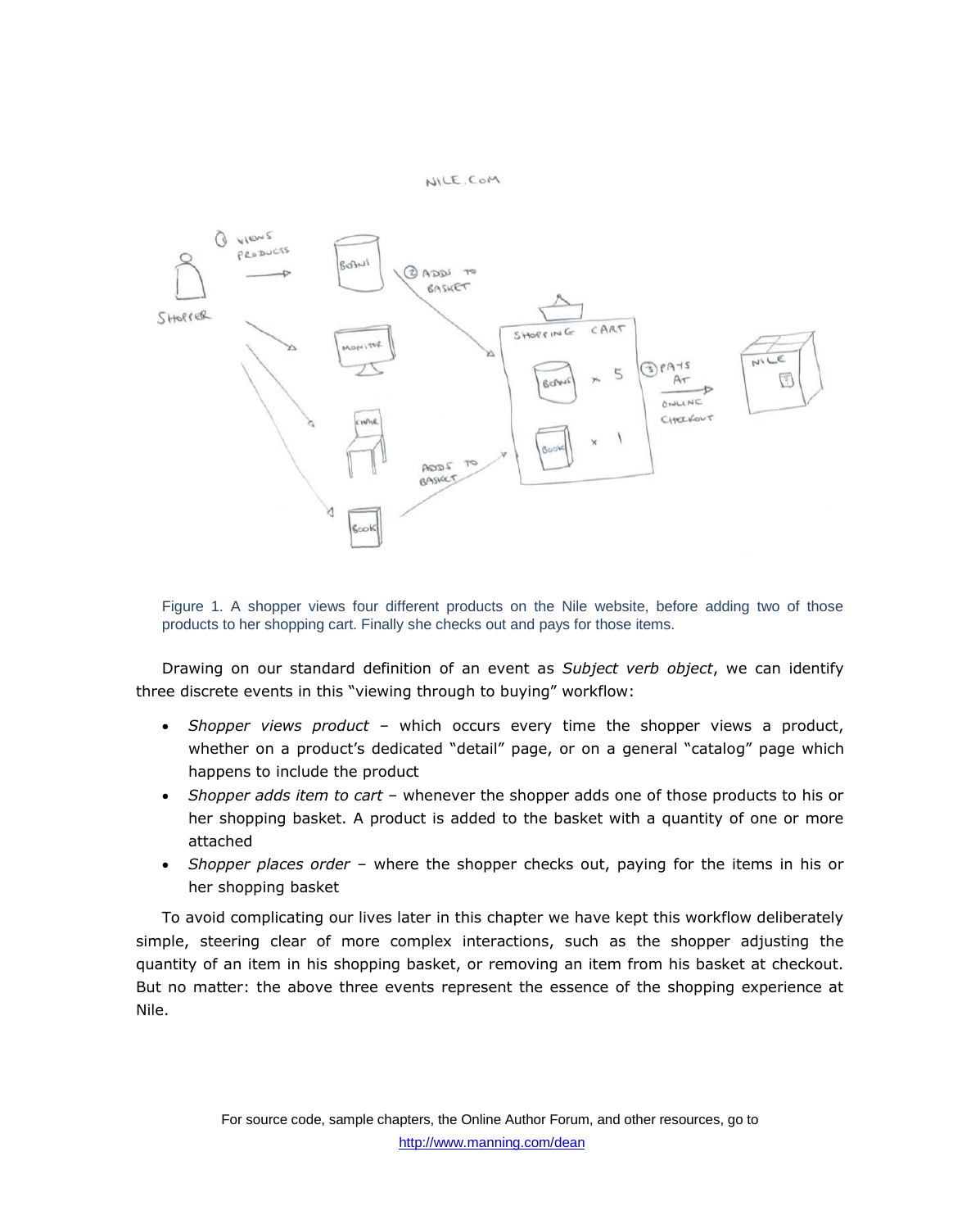Figure 1. A shopper views four different products on the Nile website, before adding two of those products to her shopping cart. Finally she checks out and pays for those items.

Drawing on our standard definition of an event as *Subject verb object*, we can identify three discrete events in this "viewing through to buying" workflow:

- *Shopper views product* – which occurs every time the shopper views a product, whether on a product's dedicated "detail" page, or on a general "catalog" page which happens to include the product
- *Shopper adds item to cart* – whenever the shopper adds one of those products to his or her shopping basket. A product is added to the basket with a quantity of one or more attached
- *Shopper places order* – where the shopper checks out, paying for the items in his or her shopping basket

To avoid complicating our lives later in this chapter we have kept this workflow deliberately simple, steering clear of more complex interactions, such as the shopper adjusting the quantity of an item in his shopping basket, or removing an item from his basket at checkout. But no matter: the above three events represent the essence of the shopping experience at Nile.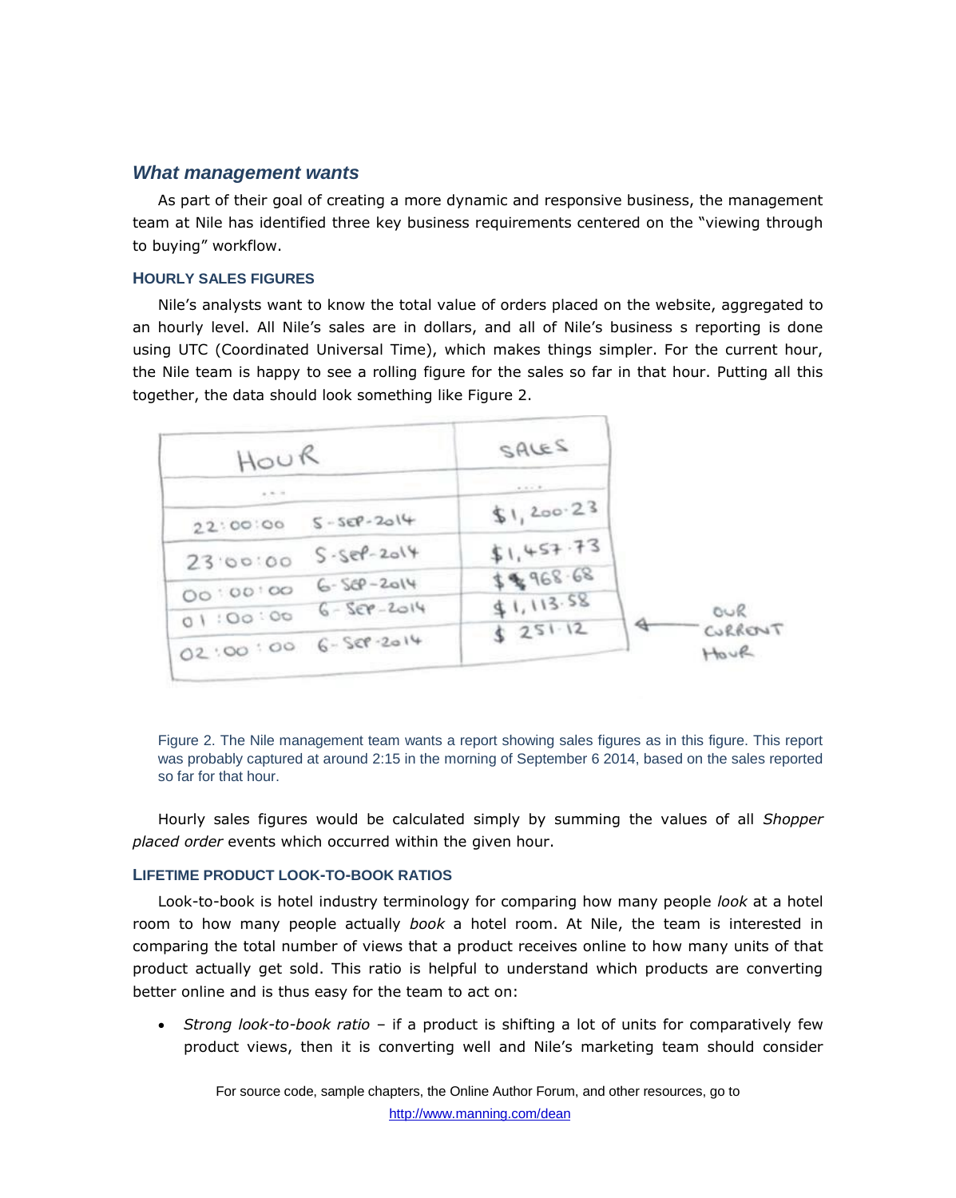### *What management wants*

As part of their goal of creating a more dynamic and responsive business, the management team at Nile has identified three key business requirements centered on the "viewing through to buying" workflow.

#### HOURLY SALES FIGURES

Nile's analysts want to know the total value of orders placed on the website, aggregated to an hourly level. All Nile's sales are in dollars, and all of Nile's business s reporting is done using UTC (Coordinated Universal Time), which makes things simpler. For the current hour, the Nile team is happy to see a rolling figure for the sales so far in that hour. Putting all this together, the data should look something like Figure 2.

| HOUR | SALES |
|---|---|
| ... | .... |
| 22:00:00 5-SEP-2014 | $1,200.23 |
| 23:00:00 5-SEP-2014 | $1,457.73 |
| 00:00:00 6-SEP-2014 | $968.68 |
| 01:00:00 6-SEP-2014 | $1,113.58 |
| 02:00:00 6-SEP-2014 | $251.12 ← OUR CURRENT HOUR |

Figure 2. The Nile management team wants a report showing sales figures as in this figure. This report was probably captured at around 2:15 in the morning of September 6 2014, based on the sales reported so far for that hour.

Hourly sales figures would be calculated simply by summing the values of all *Shopper placed order* events which occurred within the given hour.

#### LIFETIME PRODUCT LOOK-TO-BOOK RATIOS

Look-to-book is hotel industry terminology for comparing how many people *look* at a hotel room to how many people actually *book* a hotel room. At Nile, the team is interested in comparing the total number of views that a product receives online to how many units of that product actually get sold. This ratio is helpful to understand which products are converting better online and is thus easy for the team to act on:

- *Strong look-to-book ratio* – if a product is shifting a lot of units for comparatively few product views, then it is converting well and Nile's marketing team should consider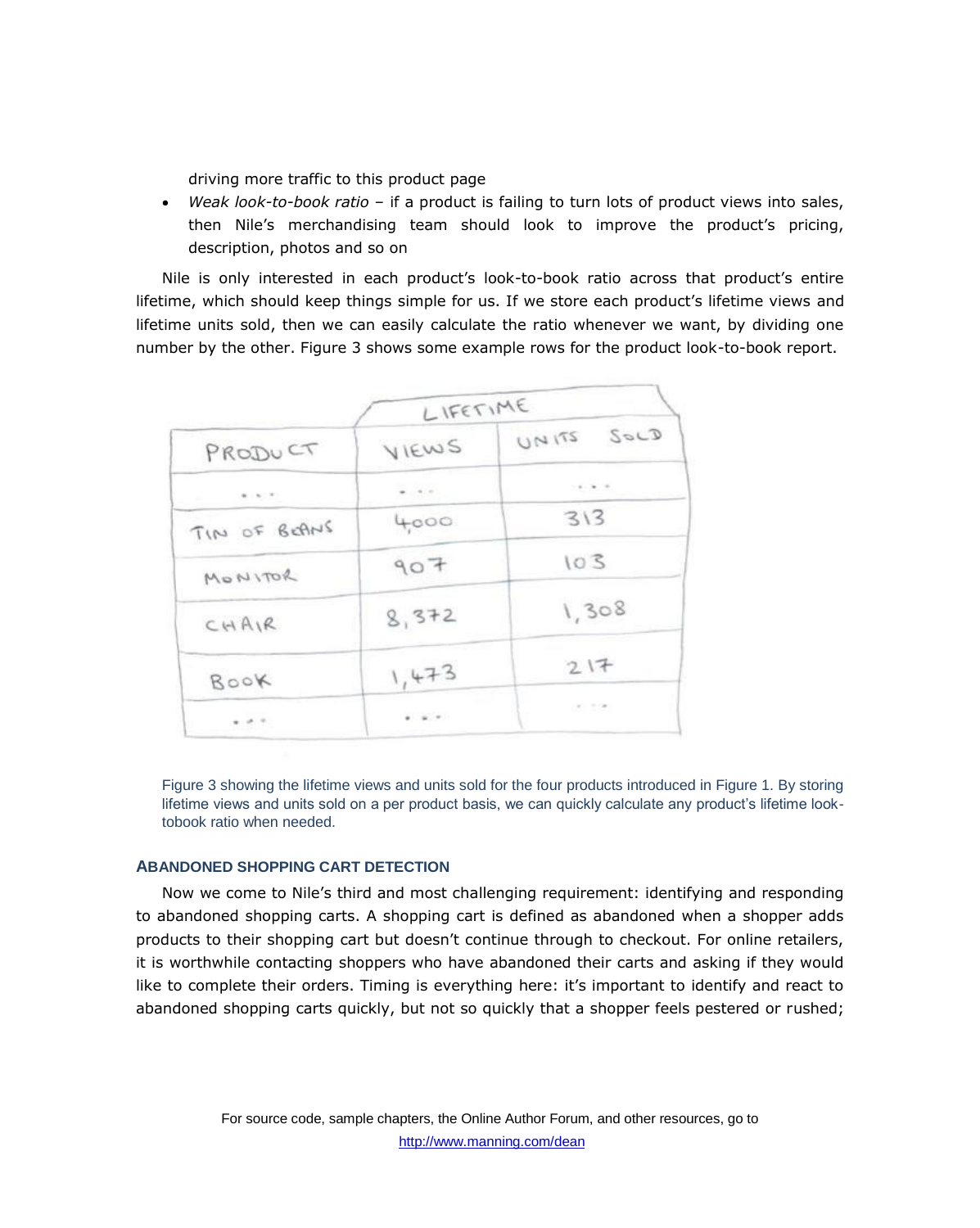driving more traffic to this product page

- *Weak look-to-book ratio* – if a product is failing to turn lots of product views into sales, then Nile's merchandising team should look to improve the product's pricing, description, photos and so on

Nile is only interested in each product's look-to-book ratio across that product's entire lifetime, which should keep things simple for us. If we store each product's lifetime views and lifetime units sold, then we can easily calculate the ratio whenever we want, by dividing one number by the other. Figure 3 shows some example rows for the product look-to-book report.

| | LIFETIME | |
|---|---|---|
| PRODUCT | VIEWS | UNITS SOLD |
| ... | ... | ... |
| TIN OF BEANS | 4,000 | 313 |
| MONITOR | 907 | 103 |
| CHAIR | 8,372 | 1,308 |
| BOOK | 1,473 | 217 |
| ... | ... | ... |

Figure 3 showing the lifetime views and units sold for the four products introduced in Figure 1. By storing lifetime views and units sold on a per product basis, we can quickly calculate any product's lifetime look-tobook ratio when needed.

### ABANDONED SHOPPING CART DETECTION

Now we come to Nile's third and most challenging requirement: identifying and responding to abandoned shopping carts. A shopping cart is defined as abandoned when a shopper adds products to their shopping cart but doesn't continue through to checkout. For online retailers, it is worthwhile contacting shoppers who have abandoned their carts and asking if they would like to complete their orders. Timing is everything here: it's important to identify and react to abandoned shopping carts quickly, but not so quickly that a shopper feels pestered or rushed;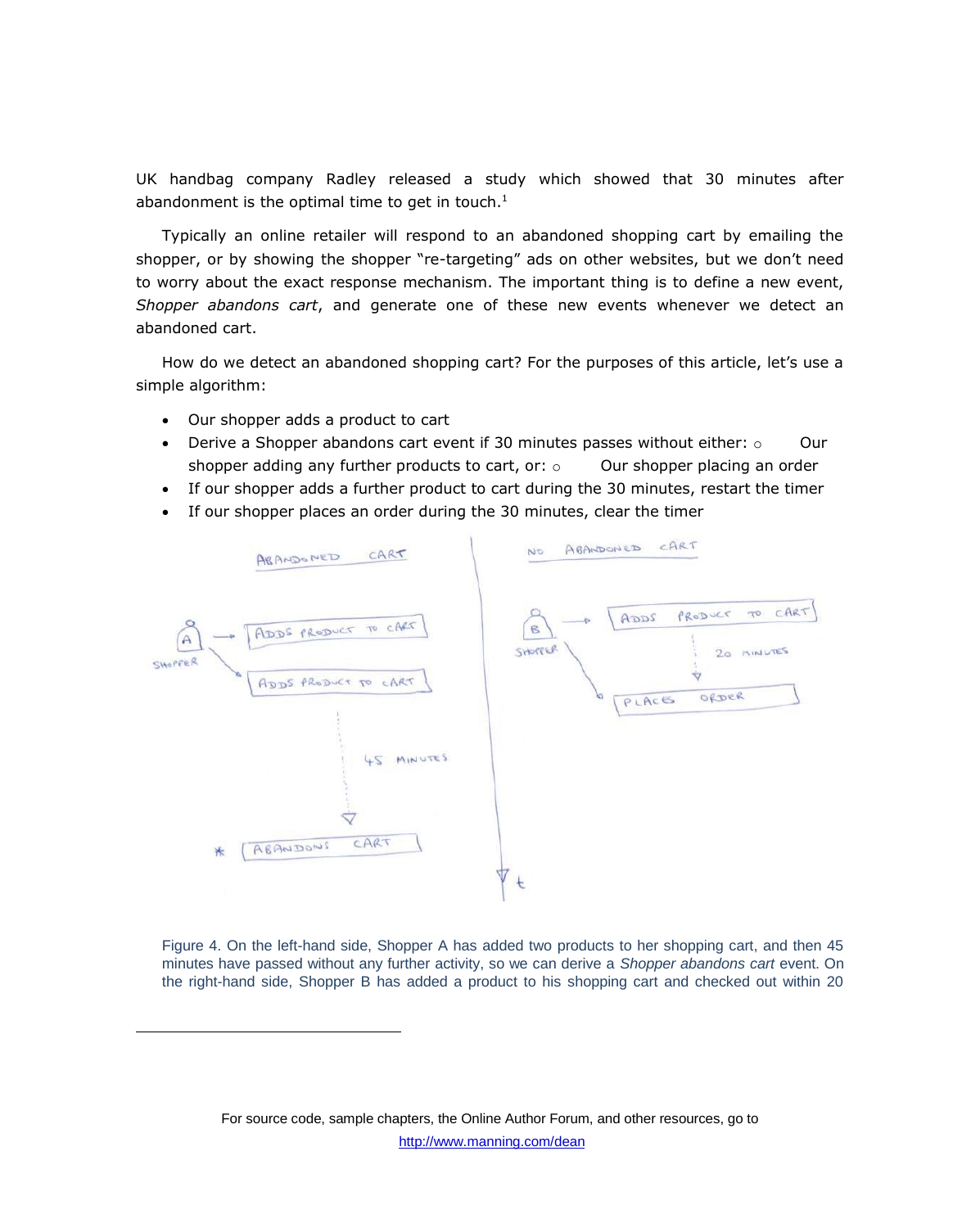UK handbag company Radley released a study which showed that 30 minutes after abandonment is the optimal time to get in touch.[1]

Typically an online retailer will respond to an abandoned shopping cart by emailing the shopper, or by showing the shopper "re-targeting" ads on other websites, but we don't need to worry about the exact response mechanism. The important thing is to define a new event, *Shopper abandons cart*, and generate one of these new events whenever we detect an abandoned cart.

How do we detect an abandoned shopping cart? For the purposes of this article, let's use a simple algorithm:

- Our shopper adds a product to cart
- Derive a Shopper abandons cart event if 30 minutes passes without either:
  - Our shopper adding any further products to cart, or:
  - Our shopper placing an order
- If our shopper adds a further product to cart during the 30 minutes, restart the timer
- If our shopper places an order during the 30 minutes, clear the timer

Figure 4. On the left-hand side, Shopper A has added two products to her shopping cart, and then 45 minutes have passed without any further activity, so we can derive a *Shopper abandons cart* event. On the right-hand side, Shopper B has added a product to his shopping cart and checked out within 20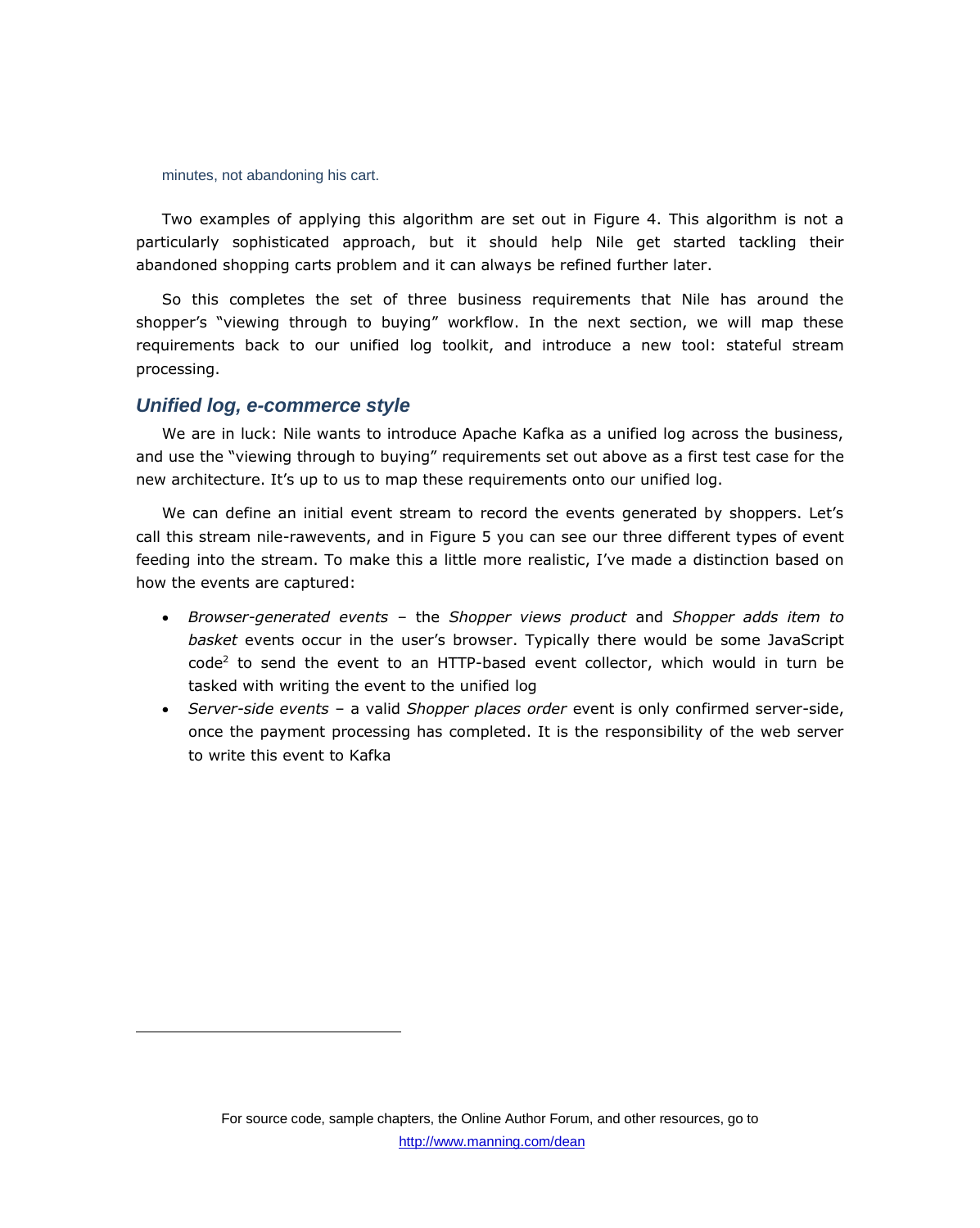minutes, not abandoning his cart.

Two examples of applying this algorithm are set out in Figure 4. This algorithm is not a particularly sophisticated approach, but it should help Nile get started tackling their abandoned shopping carts problem and it can always be refined further later.

So this completes the set of three business requirements that Nile has around the shopper's "viewing through to buying" workflow. In the next section, we will map these requirements back to our unified log toolkit, and introduce a new tool: stateful stream processing.

### *Unified log, e-commerce style*

We are in luck: Nile wants to introduce Apache Kafka as a unified log across the business, and use the "viewing through to buying" requirements set out above as a first test case for the new architecture. It's up to us to map these requirements onto our unified log.

We can define an initial event stream to record the events generated by shoppers. Let's call this stream nile-rawevents, and in Figure 5 you can see our three different types of event feeding into the stream. To make this a little more realistic, I've made a distinction based on how the events are captured:

- *Browser-generated events* – the *Shopper views product* and *Shopper adds item to basket* events occur in the user's browser. Typically there would be some JavaScript code[2] to send the event to an HTTP-based event collector, which would in turn be tasked with writing the event to the unified log
- *Server-side events* – a valid *Shopper places order* event is only confirmed server-side, once the payment processing has completed. It is the responsibility of the web server to write this event to Kafka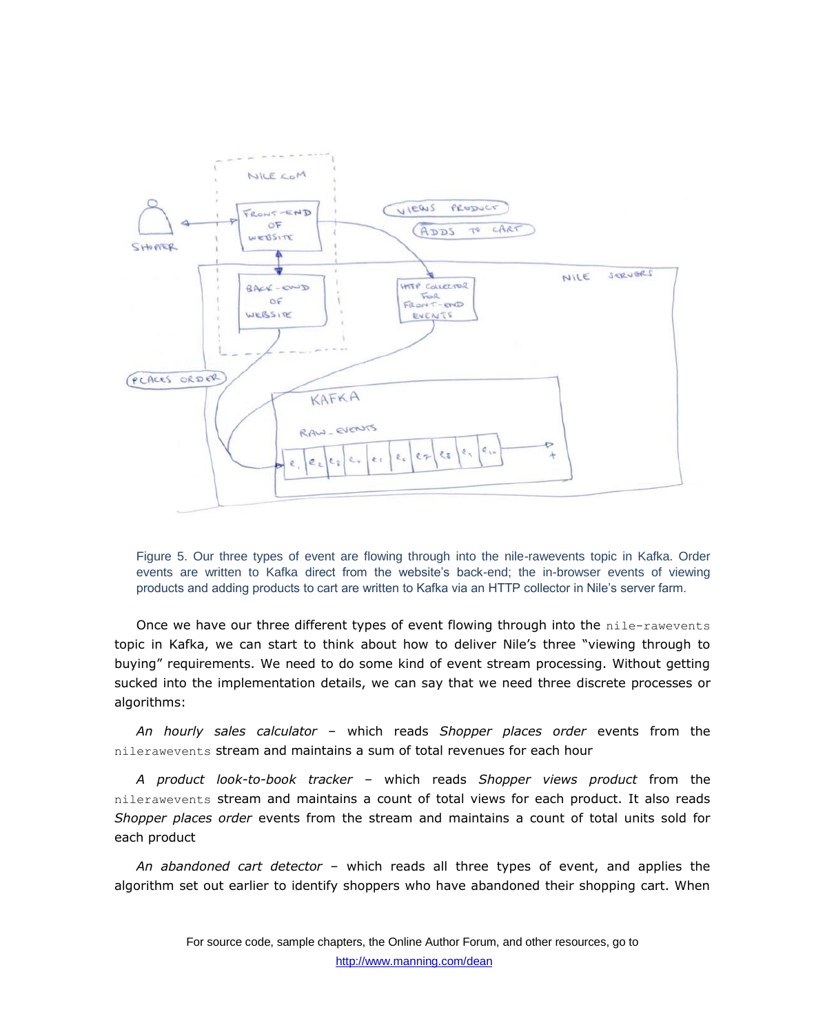Figure 5. Our three types of event are flowing through into the nile-rawevents topic in Kafka. Order events are written to Kafka direct from the website's back-end; the in-browser events of viewing products and adding products to cart are written to Kafka via an HTTP collector in Nile's server farm.

Once we have our three different types of event flowing through into the `nile-rawevents` topic in Kafka, we can start to think about how to deliver Nile's three "viewing through to buying" requirements. We need to do some kind of event stream processing. Without getting sucked into the implementation details, we can say that we need three discrete processes or algorithms:

*An hourly sales calculator* – which reads *Shopper places order* events from the `nilerawevents` stream and maintains a sum of total revenues for each hour

*A product look-to-book tracker* – which reads *Shopper views product* from the `nilerawevents` stream and maintains a count of total views for each product. It also reads *Shopper places order* events from the stream and maintains a count of total units sold for each product

*An abandoned cart detector* – which reads all three types of event, and applies the algorithm set out earlier to identify shoppers who have abandoned their shopping cart. When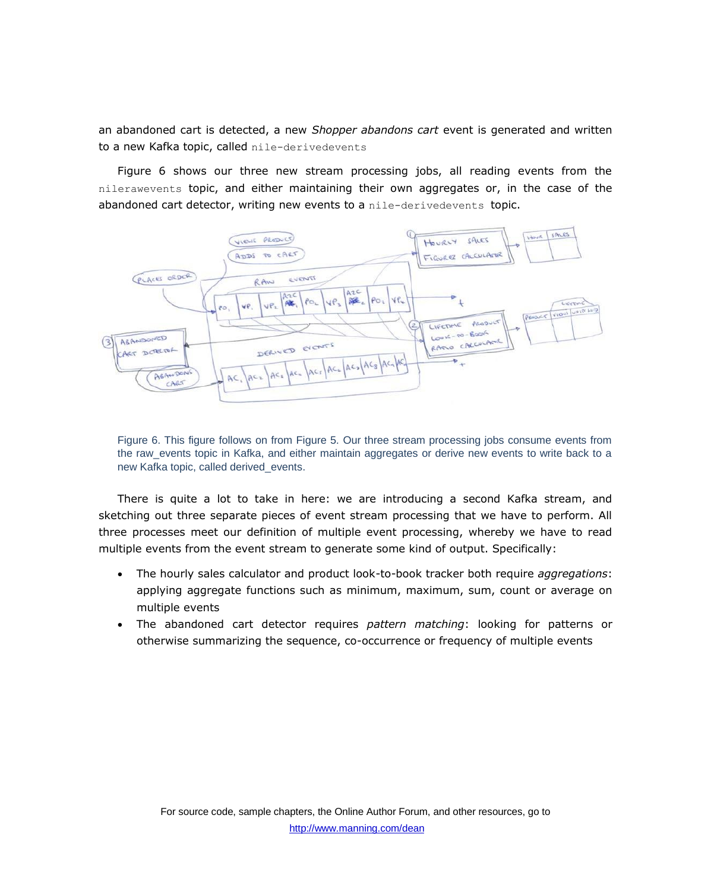an abandoned cart is detected, a new *Shopper abandons cart* event is generated and written to a new Kafka topic, called `nile-derivedevents`

Figure 6 shows our three new stream processing jobs, all reading events from the `nilerawevents` topic, and either maintaining their own aggregates or, in the case of the abandoned cart detector, writing new events to a `nile-derivedevents` topic.

Figure 6. This figure follows on from Figure 5. Our three stream processing jobs consume events from the raw_events topic in Kafka, and either maintain aggregates or derive new events to write back to a new Kafka topic, called derived_events.

There is quite a lot to take in here: we are introducing a second Kafka stream, and sketching out three separate pieces of event stream processing that we have to perform. All three processes meet our definition of multiple event processing, whereby we have to read multiple events from the event stream to generate some kind of output. Specifically:

- The hourly sales calculator and product look-to-book tracker both require *aggregations*: applying aggregate functions such as minimum, maximum, sum, count or average on multiple events
- The abandoned cart detector requires *pattern matching*: looking for patterns or otherwise summarizing the sequence, co-occurrence or frequency of multiple events